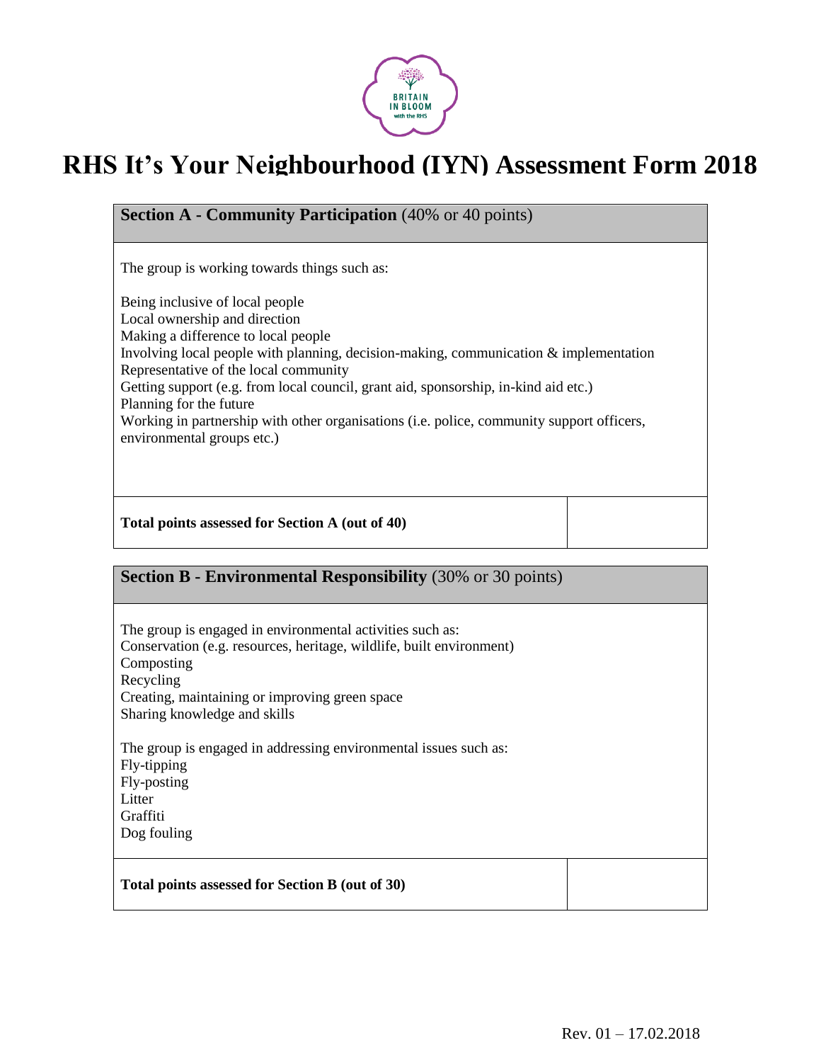# RHS It's Your Neighbourhood (IYN) Assessment Form 2018

| **Section A - Community Participation** (40% or 40 points) | |
|---|---|
| The group is working towards things such as:<br><br>Being inclusive of local people<br>Local ownership and direction<br>Making a difference to local people<br>Involving local people with planning, decision-making, communication & implementation<br>Representative of the local community<br>Getting support (e.g. from local council, grant aid, sponsorship, in-kind aid etc.)<br>Planning for the future<br>Working in partnership with other organisations (i.e. police, community support officers, environmental groups etc.) | |
| **Total points assessed for Section A (out of 40)** | |

| **Section B - Environmental Responsibility** (30% or 30 points) | |
|---|---|
| The group is engaged in environmental activities such as:<br>Conservation (e.g. resources, heritage, wildlife, built environment)<br>Composting<br>Recycling<br>Creating, maintaining or improving green space<br>Sharing knowledge and skills<br><br>The group is engaged in addressing environmental issues such as:<br>Fly-tipping<br>Fly-posting<br>Litter<br>Graffiti<br>Dog fouling | |
| **Total points assessed for Section B (out of 30)** | |

Rev. 01 – 17.02.2018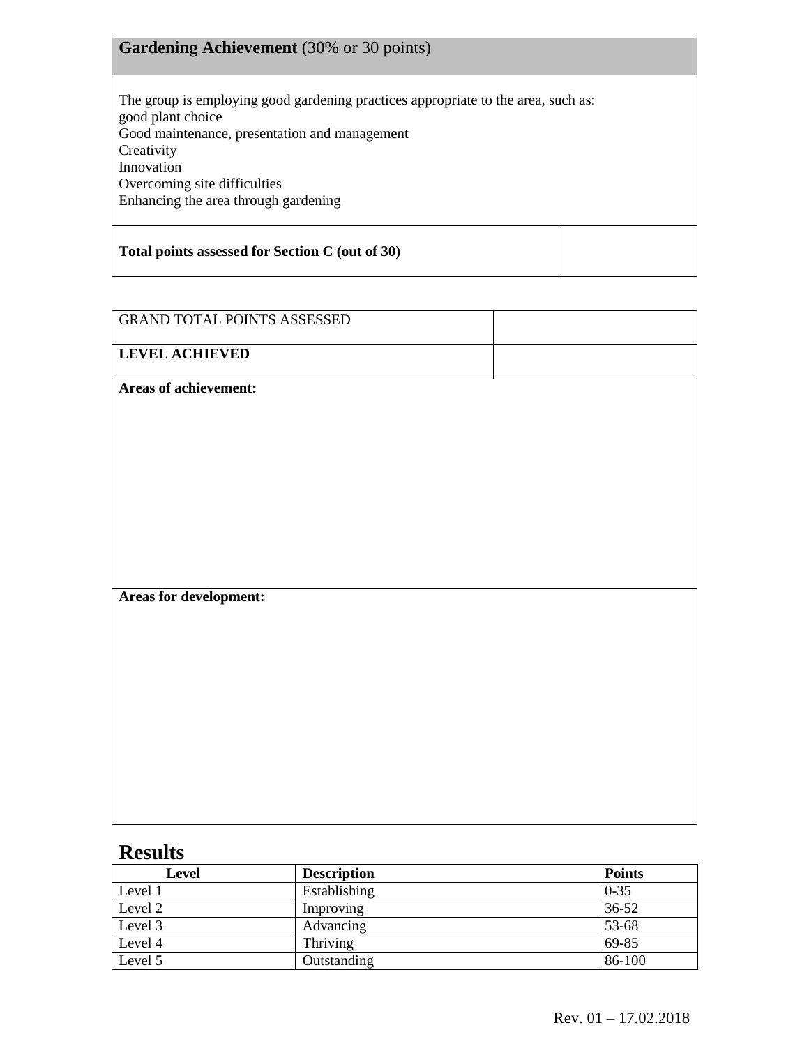| **Gardening Achievement** (30% or 30 points) | |
|---|---|
| The group is employing good gardening practices appropriate to the area, such as:<br>good plant choice<br>Good maintenance, presentation and management<br>Creativity<br>Innovation<br>Overcoming site difficulties<br>Enhancing the area through gardening | |
| **Total points assessed for Section C (out of 30)** | |

| | |
|---|---|
| GRAND TOTAL POINTS ASSESSED | |
| **LEVEL ACHIEVED** | |
| **Areas of achievement:** | |
| **Areas for development:** | |

## Results

| Level | Description | Points |
|---|---|---|
| Level 1 | Establishing | 0-35 |
| Level 2 | Improving | 36-52 |
| Level 3 | Advancing | 53-68 |
| Level 4 | Thriving | 69-85 |
| Level 5 | Outstanding | 86-100 |

Rev. 01 – 17.02.2018